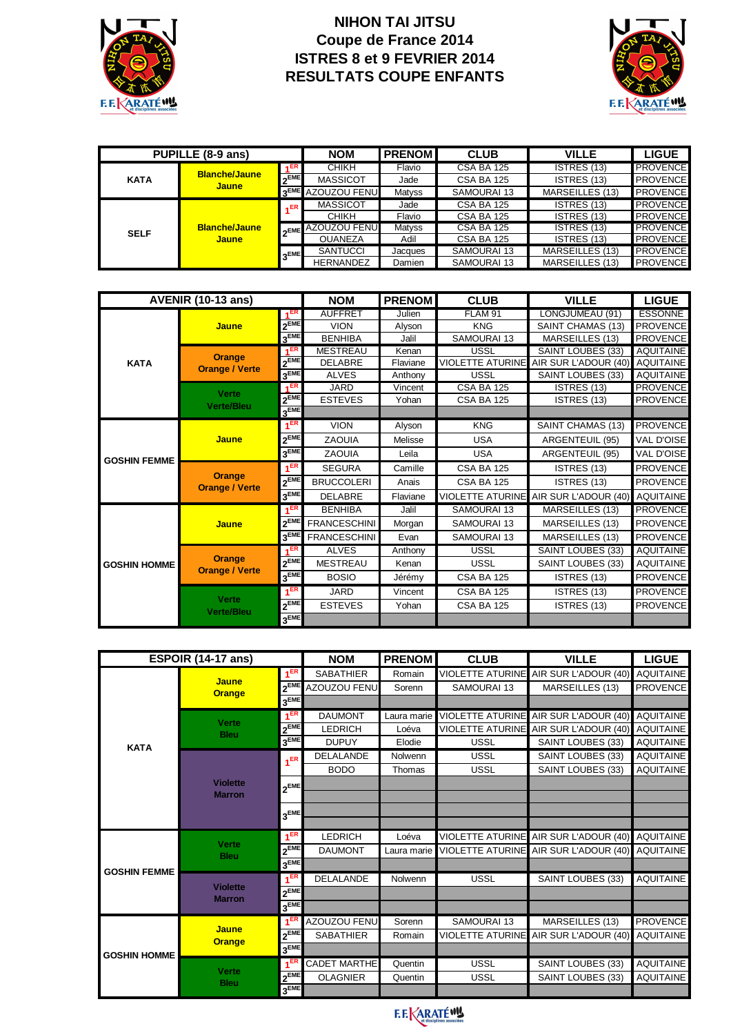# NIHON TAI JITSU
# Coupe de France 2014
# ISTRES 8 et 9 FEVRIER 2014
# RESULTATS COUPE ENFANTS

| PUPILLE (8-9 ans) | | | NOM | PRENOM | CLUB | VILLE | LIGUE |
|---|---|---|---|---|---|---|---|
| KATA | Blanche/Jaune Jaune | 1ER | CHIKH | Flavio | CSA BA 125 | ISTRES (13) | PROVENCE |
| | | 2EME | MASSICOT | Jade | CSA BA 125 | ISTRES (13) | PROVENCE |
| | | 3EME | AZOUZOU FENU | Matyss | SAMOURAI 13 | MARSEILLES (13) | PROVENCE |
| SELF | Blanche/Jaune Jaune | 1ER | MASSICOT | Jade | CSA BA 125 | ISTRES (13) | PROVENCE |
| | | | CHIKH | Flavio | CSA BA 125 | ISTRES (13) | PROVENCE |
| | | 2EME | AZOUZOU FENU | Matyss | CSA BA 125 | ISTRES (13) | PROVENCE |
| | | | OUANEZA | Adil | CSA BA 125 | ISTRES (13) | PROVENCE |
| | | 3EME | SANTUCCI | Jacques | SAMOURAI 13 | MARSEILLES (13) | PROVENCE |
| | | | HERNANDEZ | Damien | SAMOURAI 13 | MARSEILLES (13) | PROVENCE |

| AVENIR (10-13 ans) | | | NOM | PRENOM | CLUB | VILLE | LIGUE |
|---|---|---|---|---|---|---|---|
| KATA | Jaune | 1ER | AUFFRET | Julien | FLAM 91 | LONGJUMEAU (91) | ESSONNE |
| | | 2EME | VION | Alyson | KNG | SAINT CHAMAS (13) | PROVENCE |
| | | 3EME | BENHIBA | Jalil | SAMOURAI 13 | MARSEILLES (13) | PROVENCE |
| | Orange Orange / Verte | 1ER | MESTREAU | Kenan | USSL | SAINT LOUBES (33) | AQUITAINE |
| | | 2EME | DELABRE | Flaviane | VIOLETTE ATURINE | AIR SUR L'ADOUR (40) | AQUITAINE |
| | | 3EME | ALVES | Anthony | USSL | SAINT LOUBES (33) | AQUITAINE |
| | Verte Verte/Bleu | 1ER | JARD | Vincent | CSA BA 125 | ISTRES (13) | PROVENCE |
| | | 2EME | ESTEVES | Yohan | CSA BA 125 | ISTRES (13) | PROVENCE |
| | | 3EME | | | | | |
| GOSHIN FEMME | Jaune | 1ER | VION | Alyson | KNG | SAINT CHAMAS (13) | PROVENCE |
| | | 2EME | ZAOUIA | Melisse | USA | ARGENTEUIL (95) | VAL D'OISE |
| | | 3EME | ZAOUIA | Leila | USA | ARGENTEUIL (95) | VAL D'OISE |
| | Orange Orange / Verte | 1ER | SEGURA | Camille | CSA BA 125 | ISTRES (13) | PROVENCE |
| | | 2EME | BRUCCOLERI | Anais | CSA BA 125 | ISTRES (13) | PROVENCE |
| | | 3EME | DELABRE | Flaviane | VIOLETTE ATURINE | AIR SUR L'ADOUR (40) | AQUITAINE |
| GOSHIN HOMME | Jaune | 1ER | BENHIBA | Jalil | SAMOURAI 13 | MARSEILLES (13) | PROVENCE |
| | | 2EME | FRANCESCHINI | Morgan | SAMOURAI 13 | MARSEILLES (13) | PROVENCE |
| | | 3EME | FRANCESCHINI | Evan | SAMOURAI 13 | MARSEILLES (13) | PROVENCE |
| | Orange Orange / Verte | 1ER | ALVES | Anthony | USSL | SAINT LOUBES (33) | AQUITAINE |
| | | 2EME | MESTREAU | Kenan | USSL | SAINT LOUBES (33) | AQUITAINE |
| | | 3EME | BOSIO | Jérémy | CSA BA 125 | ISTRES (13) | PROVENCE |
| | Verte Verte/Bleu | 1ER | JARD | Vincent | CSA BA 125 | ISTRES (13) | PROVENCE |
| | | 2EME | ESTEVES | Yohan | CSA BA 125 | ISTRES (13) | PROVENCE |
| | | 3EME | | | | | |

| ESPOIR (14-17 ans) | | | NOM | PRENOM | CLUB | VILLE | LIGUE |
|---|---|---|---|---|---|---|---|
| KATA | Jaune Orange | 1ER | SABATHIER | Romain | VIOLETTE ATURINE | AIR SUR L'ADOUR (40) | AQUITAINE |
| | | 2EME | AZOUZOU FENU | Sorenn | SAMOURAI 13 | MARSEILLES (13) | PROVENCE |
| | | 3EME | | | | | |
| | Verte Bleu | 1ER | DAUMONT | Laura marie | VIOLETTE ATURINE | AIR SUR L'ADOUR (40) | AQUITAINE |
| | | 2EME | LEDRICH | Loéva | VIOLETTE ATURINE | AIR SUR L'ADOUR (40) | AQUITAINE |
| | | 3EME | DUPUY | Elodie | USSL | SAINT LOUBES (33) | AQUITAINE |
| | Violette Marron | 1ER | DELALANDE | Nolwenn | USSL | SAINT LOUBES (33) | AQUITAINE |
| | | | BODO | Thomas | USSL | SAINT LOUBES (33) | AQUITAINE |
| | | 2EME | | | | | |
| | | | | | | | |
| | | 3EME | | | | | |
| | | | | | | | |
| GOSHIN FEMME | Verte Bleu | 1ER | LEDRICH | Loéva | VIOLETTE ATURINE | AIR SUR L'ADOUR (40) | AQUITAINE |
| | | 2EME | DAUMONT | Laura marie | VIOLETTE ATURINE | AIR SUR L'ADOUR (40) | AQUITAINE |
| | | 3EME | | | | | |
| | Violette Marron | 1ER | DELALANDE | Nolwenn | USSL | SAINT LOUBES (33) | AQUITAINE |
| | | 2EME | | | | | |
| | | 3EME | | | | | |
| GOSHIN HOMME | Jaune Orange | 1ER | AZOUZOU FENU | Sorenn | SAMOURAI 13 | MARSEILLES (13) | PROVENCE |
| | | 2EME | SABATHIER | Romain | VIOLETTE ATURINE | AIR SUR L'ADOUR (40) | AQUITAINE |
| | | 3EME | | | | | |
| | Verte Bleu | 1ER | CADET MARTHE | Quentin | USSL | SAINT LOUBES (33) | AQUITAINE |
| | | 2EME | OLAGNIER | Quentin | USSL | SAINT LOUBES (33) | AQUITAINE |
| | | 3EME | | | | | |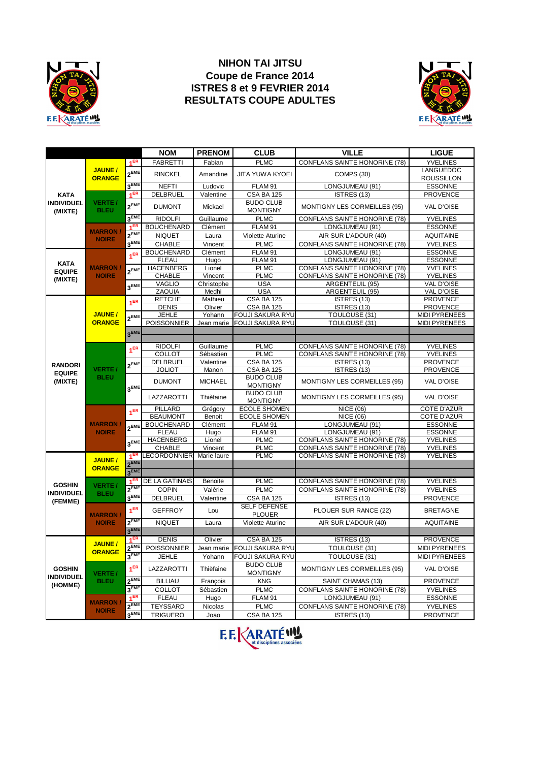# NIHON TAI JITSU
## Coupe de France 2014
## ISTRES 8 et 9 FEVRIER 2014
## RESULTATS COUPE ADULTES

| | | | NOM | PRENOM | CLUB | VILLE | LIGUE |
|---|---|---|---|---|---|---|---|
| KATA INDIVIDUEL (MIXTE) | JAUNE / ORANGE | 1ER | FABRETTI | Fabian | PLMC | CONFLANS SAINTE HONORINE (78) | YVELINES |
| | | 2EME | RINCKEL | Amandine | JITA YUWA KYOEI | COMPS (30) | LANGUEDOC ROUSSILLON |
| | | 3EME | NEFTI | Ludovic | FLAM 91 | LONGJUMEAU (91) | ESSONNE |
| | VERTE / BLEU | 1ER | DELBRUEL | Valentine | CSA BA 125 | ISTRES (13) | PROVENCE |
| | | 2EME | DUMONT | Mickael | BUDO CLUB MONTIGNY | MONTIGNY LES CORMEILLES (95) | VAL D'OISE |
| | | 3EME | RIDOLFI | Guillaume | PLMC | CONFLANS SAINTE HONORINE (78) | YVELINES |
| | MARRON / NOIRE | 1ER | BOUCHENARD | Clément | FLAM 91 | LONGJUMEAU (91) | ESSONNE |
| | | 2EME | NIQUET | Laura | Violette Aturine | AIR SUR L'ADOUR (40) | AQUITAINE |
| | | 3EME | CHABLE | Vincent | PLMC | CONFLANS SAINTE HONORINE (78) | YVELINES |
| KATA EQUIPE (MIXTE) | MARRON / NOIRE | 1ER | BOUCHENARD | Clément | FLAM 91 | LONGJUMEAU (91) | ESSONNE |
| | | | FLEAU | Hugo | FLAM 91 | LONGJUMEAU (91) | ESSONNE |
| | | 2EME | HACENBERG | Lionel | PLMC | CONFLANS SAINTE HONORINE (78) | YVELINES |
| | | | CHABLE | Vincent | PLMC | CONFLANS SAINTE HONORINE (78) | YVELINES |
| | | 3EME | VAGLIO | Christophe | USA | ARGENTEUIL (95) | VAL D'OISE |
| | | | ZAOUIA | Medhi | USA | ARGENTEUIL (95) | VAL D'OISE |
| RANDORI EQUIPE (MIXTE) | JAUNE / ORANGE | 1ER | RETCHE | Mathieu | CSA BA 125 | ISTRES (13) | PROVENCE |
| | | | DENIS | Olivier | CSA BA 125 | ISTRES (13) | PROVENCE |
| | | 2EME | JEHLE | Yohann | FOUJI SAKURA RYU | TOULOUSE (31) | MIDI PYRENEES |
| | | | POISSONNIER | Jean marie | FOUJI SAKURA RYU | TOULOUSE (31) | MIDI PYRENEES |
| | | 3EME | | | | | |
| | | | | | | | |
| | VERTE / BLEU | 1ER | RIDOLFI | Guillaume | PLMC | CONFLANS SAINTE HONORINE (78) | YVELINES |
| | | | COLLOT | Sébastien | PLMC | CONFLANS SAINTE HONORINE (78) | YVELINES |
| | | 2EME | DELBRUEL | Valentine | CSA BA 125 | ISTRES (13) | PROVENCE |
| | | | JOLIOT | Manon | CSA BA 125 | ISTRES (13) | PROVENCE |
| | | 3EME | DUMONT | MICHAEL | BUDO CLUB MONTIGNY | MONTIGNY LES CORMEILLES (95) | VAL D'OISE |
| | | | LAZZAROTTI | Thièfaine | BUDO CLUB MONTIGNY | MONTIGNY LES CORMEILLES (95) | VAL D'OISE |
| | MARRON / NOIRE | 1ER | PILLARD | Grégory | ECOLE SHOMEN | NICE (06) | COTE D'AZUR |
| | | | BEAUMONT | Benoit | ECOLE SHOMEN | NICE (06) | COTE D'AZUR |
| | | 2EME | BOUCHENARD | Clément | FLAM 91 | LONGJUMEAU (91) | ESSONNE |
| | | | FLEAU | Hugo | FLAM 91 | LONGJUMEAU (91) | ESSONNE |
| | | 3EME | HACENBERG | Lionel | PLMC | CONFLANS SAINTE HONORINE (78) | YVELINES |
| | | | CHABLE | Vincent | PLMC | CONFLANS SAINTE HONORINE (78) | YVELINES |
| GOSHIN INDIVIDUEL (FEMME) | JAUNE / ORANGE | 1ER | LECORDONNIER | Marie laure | PLMC | CONFLANS SAINTE HONORINE (78) | YVELINES |
| | | 2EME | | | | | |
| | | 3EME | | | | | |
| | VERTE / BLEU | 1ER | DE LA GATINAIS | Benoite | PLMC | CONFLANS SAINTE HONORINE (78) | YVELINES |
| | | 2EME | COPIN | Valèrie | PLMC | CONFLANS SAINTE HONORINE (78) | YVELINES |
| | | 3EME | DELBRUEL | Valentine | CSA BA 125 | ISTRES (13) | PROVENCE |
| | MARRON / NOIRE | 1ER | GEFFROY | Lou | SELF DEFENSE PLOUER | PLOUER SUR RANCE (22) | BRETAGNE |
| | | 2EME | NIQUET | Laura | Violette Aturine | AIR SUR L'ADOUR (40) | AQUITAINE |
| | | 3EME | | | | | |
| GOSHIN INDIVIDUEL (HOMME) | JAUNE / ORANGE | 1ER | DENIS | Olivier | CSA BA 125 | ISTRES (13) | PROVENCE |
| | | 2EME | POISSONNIER | Jean marie | FOUJI SAKURA RYU | TOULOUSE (31) | MIDI PYRENEES |
| | | 3EME | JEHLE | Yohann | FOUJI SAKURA RYU | TOULOUSE (31) | MIDI PYRENEES |
| | VERTE / BLEU | 1ER | LAZZAROTTI | Thièfaine | BUDO CLUB MONTIGNY | MONTIGNY LES CORMEILLES (95) | VAL D'OISE |
| | | 2EME | BILLIAU | François | KNG | SAINT CHAMAS (13) | PROVENCE |
| | | 3EME | COLLOT | Sébastien | PLMC | CONFLANS SAINTE HONORINE (78) | YVELINES |
| | MARRON / NOIRE | 1ER | FLEAU | Hugo | FLAM 91 | LONGJUMEAU (91) | ESSONNE |
| | | 2EME | TEYSSARD | Nicolas | PLMC | CONFLANS SAINTE HONORINE (78) | YVELINES |
| | | 3EME | TRIGUERO | Joao | CSA BA 125 | ISTRES (13) | PROVENCE |

F.F. KARATÉ et disciplines associées